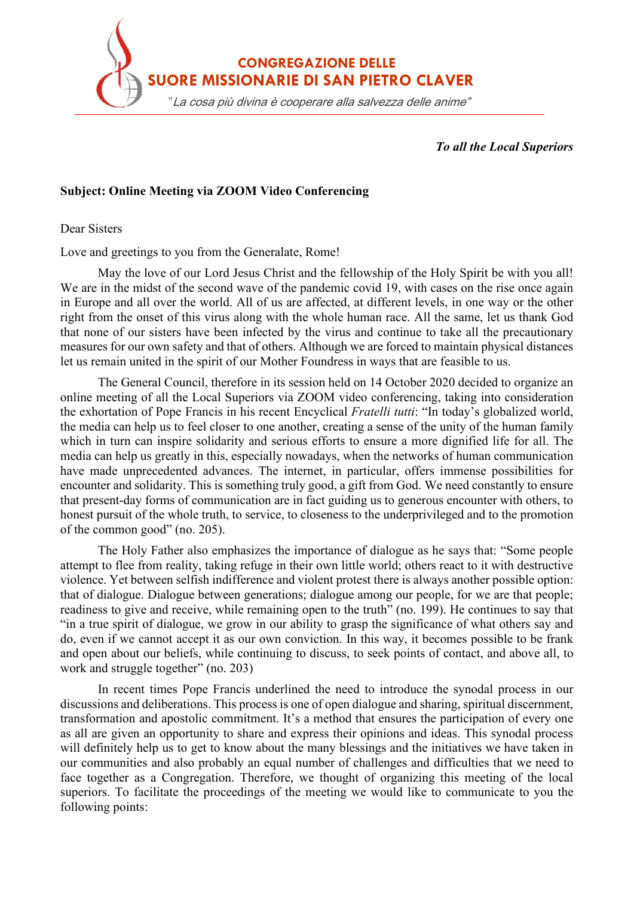**CONGREGAZIONE DELLE**
**SUORE MISSIONARIE DI SAN PIETRO CLAVER**

*"La cosa più divina è cooperare alla salvezza delle anime"*

***To all the Local Superiors***

**Subject: Online Meeting via ZOOM Video Conferencing**

Dear Sisters

Love and greetings to you from the Generalate, Rome!

May the love of our Lord Jesus Christ and the fellowship of the Holy Spirit be with you all! We are in the midst of the second wave of the pandemic covid 19, with cases on the rise once again in Europe and all over the world. All of us are affected, at different levels, in one way or the other right from the onset of this virus along with the whole human race. All the same, let us thank God that none of our sisters have been infected by the virus and continue to take all the precautionary measures for our own safety and that of others. Although we are forced to maintain physical distances let us remain united in the spirit of our Mother Foundress in ways that are feasible to us.

The General Council, therefore in its session held on 14 October 2020 decided to organize an online meeting of all the Local Superiors via ZOOM video conferencing, taking into consideration the exhortation of Pope Francis in his recent Encyclical *Fratelli tutti*: "In today's globalized world, the media can help us to feel closer to one another, creating a sense of the unity of the human family which in turn can inspire solidarity and serious efforts to ensure a more dignified life for all. The media can help us greatly in this, especially nowadays, when the networks of human communication have made unprecedented advances. The internet, in particular, offers immense possibilities for encounter and solidarity. This is something truly good, a gift from God. We need constantly to ensure that present-day forms of communication are in fact guiding us to generous encounter with others, to honest pursuit of the whole truth, to service, to closeness to the underprivileged and to the promotion of the common good" (no. 205).

The Holy Father also emphasizes the importance of dialogue as he says that: "Some people attempt to flee from reality, taking refuge in their own little world; others react to it with destructive violence. Yet between selfish indifference and violent protest there is always another possible option: that of dialogue. Dialogue between generations; dialogue among our people, for we are that people; readiness to give and receive, while remaining open to the truth" (no. 199). He continues to say that "in a true spirit of dialogue, we grow in our ability to grasp the significance of what others say and do, even if we cannot accept it as our own conviction. In this way, it becomes possible to be frank and open about our beliefs, while continuing to discuss, to seek points of contact, and above all, to work and struggle together" (no. 203)

In recent times Pope Francis underlined the need to introduce the synodal process in our discussions and deliberations. This process is one of open dialogue and sharing, spiritual discernment, transformation and apostolic commitment. It's a method that ensures the participation of every one as all are given an opportunity to share and express their opinions and ideas. This synodal process will definitely help us to get to know about the many blessings and the initiatives we have taken in our communities and also probably an equal number of challenges and difficulties that we need to face together as a Congregation. Therefore, we thought of organizing this meeting of the local superiors. To facilitate the proceedings of the meeting we would like to communicate to you the following points: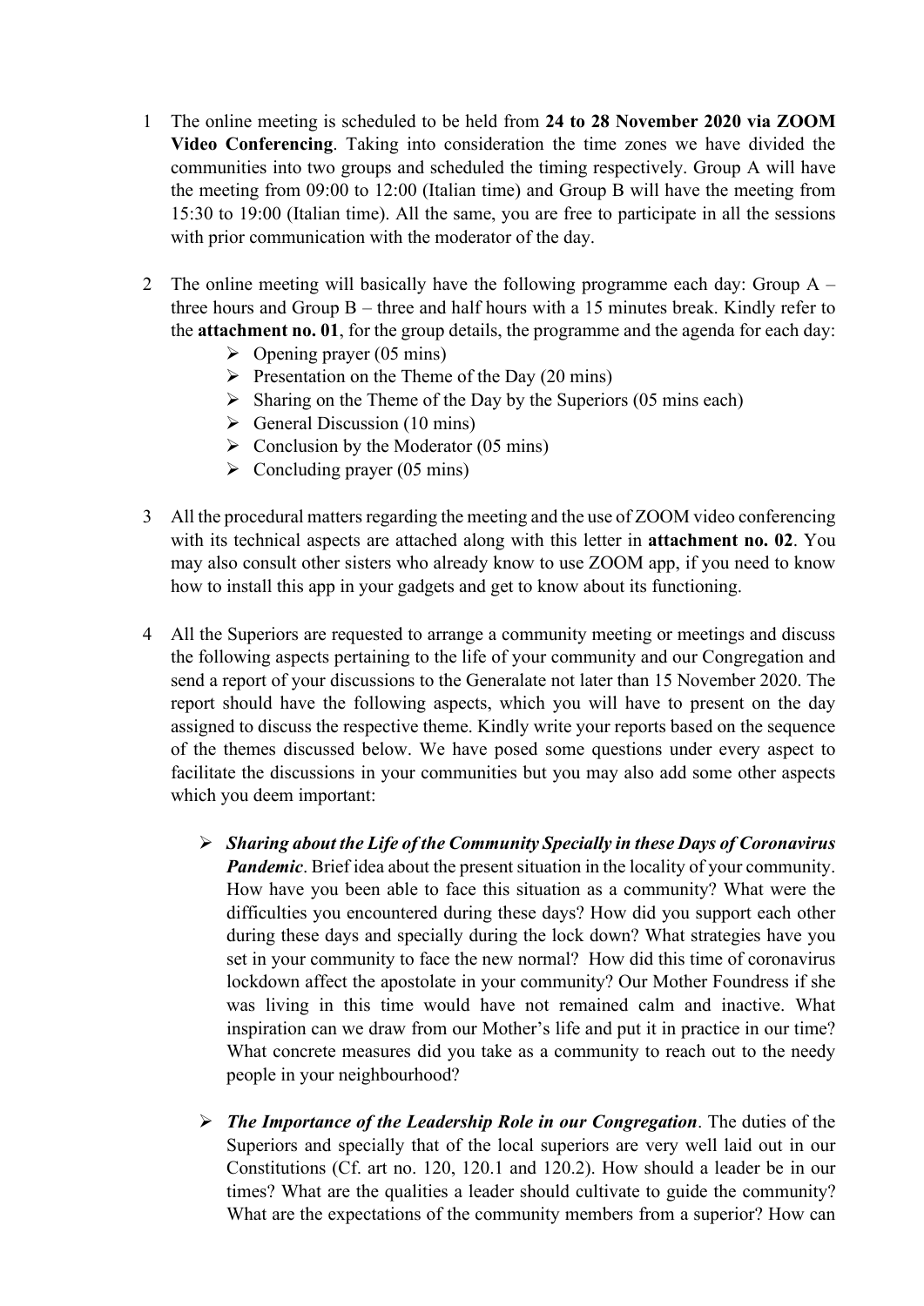1 The online meeting is scheduled to be held from **24 to 28 November 2020 via ZOOM Video Conferencing**. Taking into consideration the time zones we have divided the communities into two groups and scheduled the timing respectively. Group A will have the meeting from 09:00 to 12:00 (Italian time) and Group B will have the meeting from 15:30 to 19:00 (Italian time). All the same, you are free to participate in all the sessions with prior communication with the moderator of the day.

2 The online meeting will basically have the following programme each day: Group A – three hours and Group B – three and half hours with a 15 minutes break. Kindly refer to the **attachment no. 01**, for the group details, the programme and the agenda for each day:

- Opening prayer (05 mins)
- Presentation on the Theme of the Day (20 mins)
- Sharing on the Theme of the Day by the Superiors (05 mins each)
- General Discussion (10 mins)
- Conclusion by the Moderator (05 mins)
- Concluding prayer (05 mins)

3 All the procedural matters regarding the meeting and the use of ZOOM video conferencing with its technical aspects are attached along with this letter in **attachment no. 02**. You may also consult other sisters who already know to use ZOOM app, if you need to know how to install this app in your gadgets and get to know about its functioning.

4 All the Superiors are requested to arrange a community meeting or meetings and discuss the following aspects pertaining to the life of your community and our Congregation and send a report of your discussions to the Generalate not later than 15 November 2020. The report should have the following aspects, which you will have to present on the day assigned to discuss the respective theme. Kindly write your reports based on the sequence of the themes discussed below. We have posed some questions under every aspect to facilitate the discussions in your communities but you may also add some other aspects which you deem important:

- ***Sharing about the Life of the Community Specially in these Days of Coronavirus Pandemic***. Brief idea about the present situation in the locality of your community. How have you been able to face this situation as a community? What were the difficulties you encountered during these days? How did you support each other during these days and specially during the lock down? What strategies have you set in your community to face the new normal? How did this time of coronavirus lockdown affect the apostolate in your community? Our Mother Foundress if she was living in this time would have not remained calm and inactive. What inspiration can we draw from our Mother's life and put it in practice in our time? What concrete measures did you take as a community to reach out to the needy people in your neighbourhood?

- ***The Importance of the Leadership Role in our Congregation***. The duties of the Superiors and specially that of the local superiors are very well laid out in our Constitutions (Cf. art no. 120, 120.1 and 120.2). How should a leader be in our times? What are the qualities a leader should cultivate to guide the community? What are the expectations of the community members from a superior? How can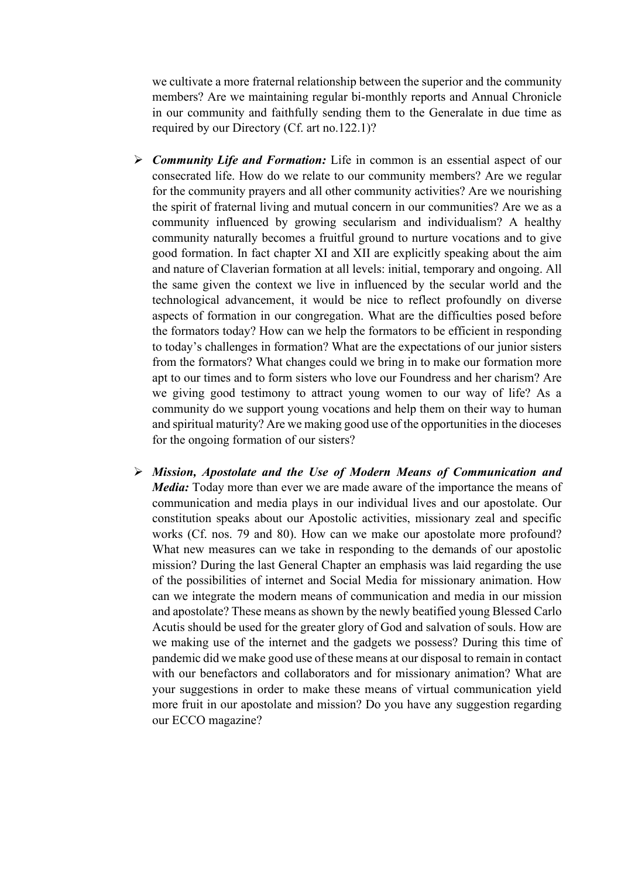we cultivate a more fraternal relationship between the superior and the community members? Are we maintaining regular bi-monthly reports and Annual Chronicle in our community and faithfully sending them to the Generalate in due time as required by our Directory (Cf. art no.122.1)?

- ***Community Life and Formation:*** Life in common is an essential aspect of our consecrated life. How do we relate to our community members? Are we regular for the community prayers and all other community activities? Are we nourishing the spirit of fraternal living and mutual concern in our communities? Are we as a community influenced by growing secularism and individualism? A healthy community naturally becomes a fruitful ground to nurture vocations and to give good formation. In fact chapter XI and XII are explicitly speaking about the aim and nature of Claverian formation at all levels: initial, temporary and ongoing. All the same given the context we live in influenced by the secular world and the technological advancement, it would be nice to reflect profoundly on diverse aspects of formation in our congregation. What are the difficulties posed before the formators today? How can we help the formators to be efficient in responding to today's challenges in formation? What are the expectations of our junior sisters from the formators? What changes could we bring in to make our formation more apt to our times and to form sisters who love our Foundress and her charism? Are we giving good testimony to attract young women to our way of life? As a community do we support young vocations and help them on their way to human and spiritual maturity? Are we making good use of the opportunities in the dioceses for the ongoing formation of our sisters?

- ***Mission, Apostolate and the Use of Modern Means of Communication and Media:*** Today more than ever we are made aware of the importance the means of communication and media plays in our individual lives and our apostolate. Our constitution speaks about our Apostolic activities, missionary zeal and specific works (Cf. nos. 79 and 80). How can we make our apostolate more profound? What new measures can we take in responding to the demands of our apostolic mission? During the last General Chapter an emphasis was laid regarding the use of the possibilities of internet and Social Media for missionary animation. How can we integrate the modern means of communication and media in our mission and apostolate? These means as shown by the newly beatified young Blessed Carlo Acutis should be used for the greater glory of God and salvation of souls. How are we making use of the internet and the gadgets we possess? During this time of pandemic did we make good use of these means at our disposal to remain in contact with our benefactors and collaborators and for missionary animation? What are your suggestions in order to make these means of virtual communication yield more fruit in our apostolate and mission? Do you have any suggestion regarding our ECCO magazine?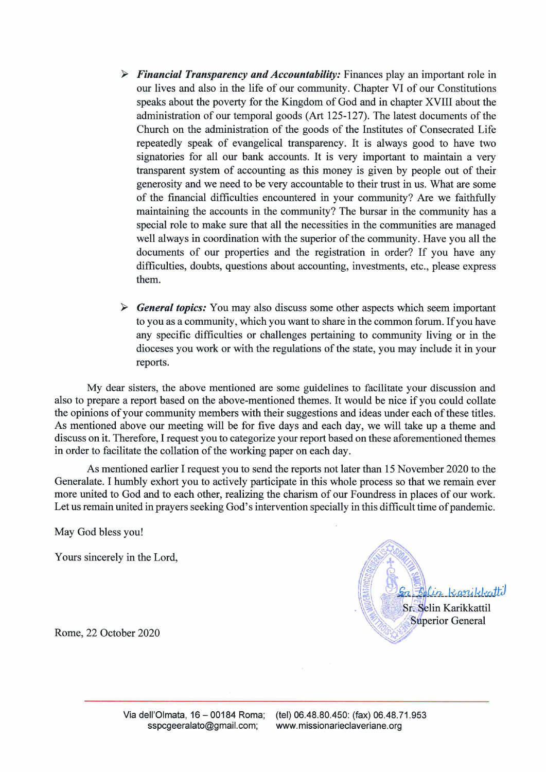- ***Financial Transparency and Accountability:*** Finances play an important role in our lives and also in the life of our community. Chapter VI of our Constitutions speaks about the poverty for the Kingdom of God and in chapter XVIII about the administration of our temporal goods (Art 125-127). The latest documents of the Church on the administration of the goods of the Institutes of Consecrated Life repeatedly speak of evangelical transparency. It is always good to have two signatories for all our bank accounts. It is very important to maintain a very transparent system of accounting as this money is given by people out of their generosity and we need to be very accountable to their trust in us. What are some of the financial difficulties encountered in your community? Are we faithfully maintaining the accounts in the community? The bursar in the community has a special role to make sure that all the necessities in the communities are managed well always in coordination with the superior of the community. Have you all the documents of our properties and the registration in order? If you have any difficulties, doubts, questions about accounting, investments, etc., please express them.

- ***General topics:*** You may also discuss some other aspects which seem important to you as a community, which you want to share in the common forum. If you have any specific difficulties or challenges pertaining to community living or in the dioceses you work or with the regulations of the state, you may include it in your reports.

My dear sisters, the above mentioned are some guidelines to facilitate your discussion and also to prepare a report based on the above-mentioned themes. It would be nice if you could collate the opinions of your community members with their suggestions and ideas under each of these titles. As mentioned above our meeting will be for five days and each day, we will take up a theme and discuss on it. Therefore, I request you to categorize your report based on these aforementioned themes in order to facilitate the collation of the working paper on each day.

As mentioned earlier I request you to send the reports not later than 15 November 2020 to the Generalate. I humbly exhort you to actively participate in this whole process so that we remain ever more united to God and to each other, realizing the charism of our Foundress in places of our work. Let us remain united in prayers seeking God's intervention specially in this difficult time of pandemic.

May God bless you!

Yours sincerely in the Lord,

Sr. Selin Karikkattil

Sr. Selin Karikkattil
Superior General

Rome, 22 October 2020

Via dell'Olmata, 16 – 00184 Roma; (tel) 06.48.80.450: (fax) 06.48.71.953
sspcgeeralato@gmail.com; www.missionarieclaveriane.org